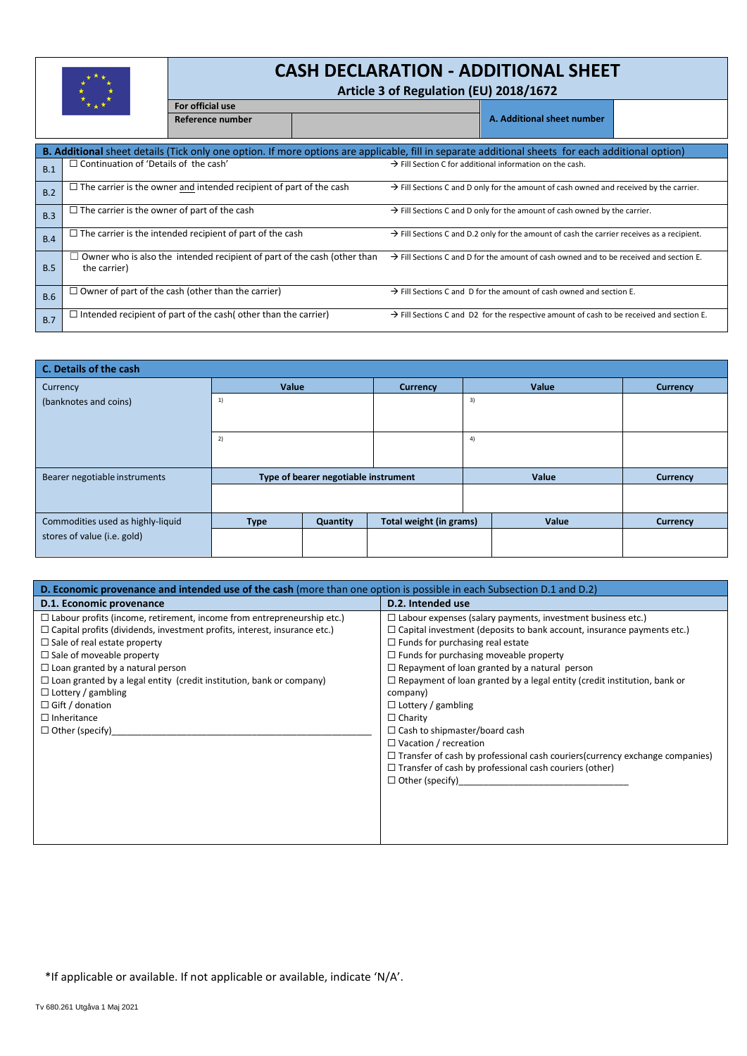# CASH DECLARATION - ADDITIONAL SHEET

**Article 3 of Regulation (EU) 2018/1672**

| For official use | | A. Additional sheet number | |
|---|---|---|---|
| Reference number | | | |

**B. Additional** sheet details (Tick only one option. If more options are applicable, fill in separate additional sheets for each additional option)

| | | |
|---|---|---|
| B.1 | ☐ Continuation of 'Details of the cash' | → Fill Section C for additional information on the cash. |
| B.2 | ☐ The carrier is the owner and intended recipient of part of the cash | → Fill Sections C and D only for the amount of cash owned and received by the carrier. |
| B.3 | ☐ The carrier is the owner of part of the cash | → Fill Sections C and D only for the amount of cash owned by the carrier. |
| B.4 | ☐ The carrier is the intended recipient of part of the cash | → Fill Sections C and D.2 only for the amount of cash the carrier receives as a recipient. |
| B.5 | ☐ Owner who is also the intended recipient of part of the cash (other than the carrier) | → Fill Sections C and D for the amount of cash owned and to be received and section E. |
| B.6 | ☐ Owner of part of the cash (other than the carrier) | → Fill Sections C and D for the amount of cash owned and section E. |
| B.7 | ☐ Intended recipient of part of the cash( other than the carrier) | → Fill Sections C and D2 for the respective amount of cash to be received and section E. |

**C. Details of the cash**

| Currency (banknotes and coins) | Value | Currency | Value | Currency |
|---|---|---|---|---|
| | 1) | | 3) | |
| | 2) | | 4) | |

| Bearer negotiable instruments | Type of bearer negotiable instrument | Value | Currency |
|---|---|---|---|
| | | | |

| Commodities used as highly-liquid stores of value (i.e. gold) | Type | Quantity | Total weight (in grams) | Value | Currency |
|---|---|---|---|---|---|
| | | | | | |

**D. Economic provenance and intended use of the cash** (more than one option is possible in each Subsection D.1 and D.2)

**D.1. Economic provenance**

- ☐ Labour profits (income, retirement, income from entrepreneurship etc.)
- ☐ Capital profits (dividends, investment profits, interest, insurance etc.)
- ☐ Sale of real estate property
- ☐ Sale of moveable property
- ☐ Loan granted by a natural person
- ☐ Loan granted by a legal entity (credit institution, bank or company)
- ☐ Lottery / gambling
- ☐ Gift / donation
- ☐ Inheritance
- ☐ Other (specify)_______________________________________________

**D.2. Intended use**

- ☐ Labour expenses (salary payments, investment business etc.)
- ☐ Capital investment (deposits to bank account, insurance payments etc.)
- ☐ Funds for purchasing real estate
- ☐ Funds for purchasing moveable property
- ☐ Repayment of loan granted by a natural person
- ☐ Repayment of loan granted by a legal entity (credit institution, bank or company)
- ☐ Lottery / gambling
- ☐ Charity
- ☐ Cash to shipmaster/board cash
- ☐ Vacation / recreation
- ☐ Transfer of cash by professional cash couriers(currency exchange companies)
- ☐ Transfer of cash by professional cash couriers (other)
- ☐ Other (specify)________________________________

*If applicable or available. If not applicable or available, indicate 'N/A'.

Tv 680.261 Utgåva 1 Maj 2021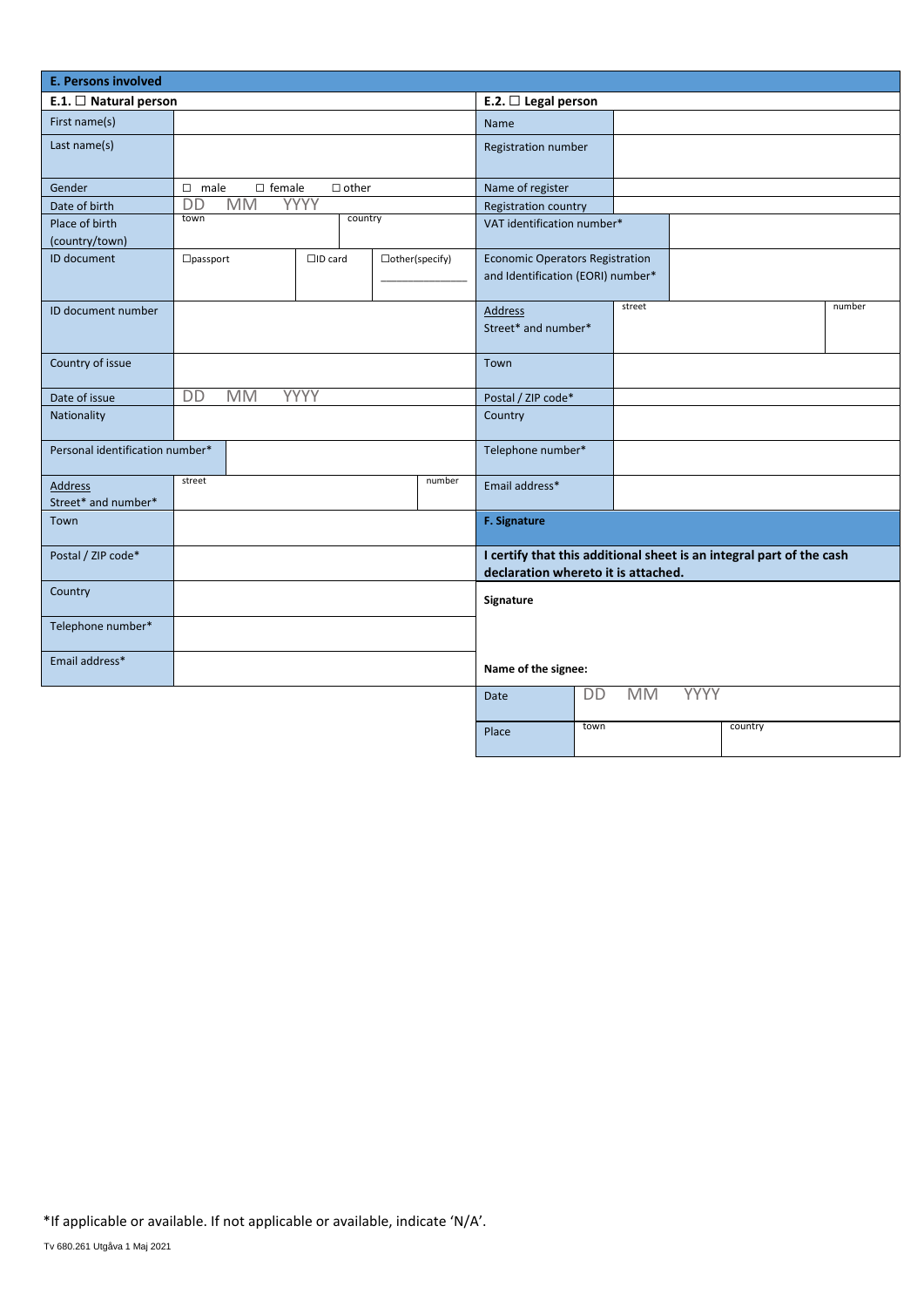## E. Persons involved

### E.1. ☐ Natural person

| Field | Value |
|---|---|
| First name(s) | |
| Last name(s) | |
| Gender | ☐ male ☐ female ☐ other |
| Date of birth | DD MM YYYY |
| Place of birth (country/town) | town / country |
| ID document | ☐passport ☐ID card ☐other(specify) ________ |
| ID document number | |
| Country of issue | |
| Date of issue | DD MM YYYY |
| Nationality | |
| Personal identification number* | |
| Address Street* and number* | street / number |
| Town | |
| Postal / ZIP code* | |
| Country | |
| Telephone number* | |
| Email address* | |

### E.2. ☐ Legal person

| Field | Value |
|---|---|
| Name | |
| Registration number | |
| Name of register | |
| Registration country | |
| VAT identification number* | |
| Economic Operators Registration and Identification (EORI) number* | |
| Address Street* and number* | street / number |
| Town | |
| Postal / ZIP code* | |
| Country | |
| Telephone number* | |
| Email address* | |

## F. Signature

**I certify that this additional sheet is an integral part of the cash declaration whereto it is attached.**

**Signature**

**Name of the signee:**

| Field | Value |
|---|---|
| Date | DD MM YYYY |
| Place | town / country |

*If applicable or available. If not applicable or available, indicate 'N/A'.

Tv 680.261 Utgåva 1 Maj 2021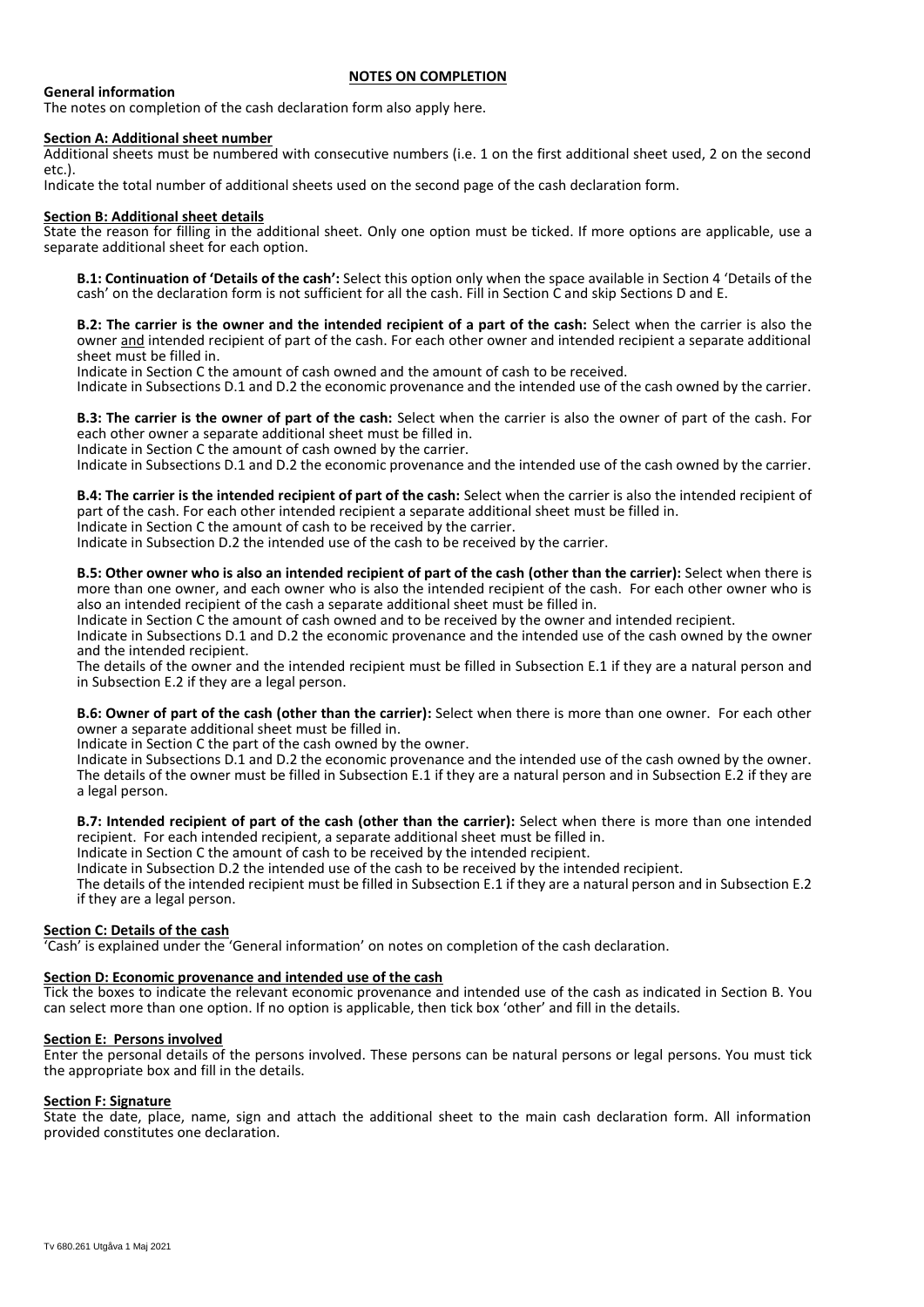## NOTES ON COMPLETION

**General information**

The notes on completion of the cash declaration form also apply here.

**Section A: Additional sheet number**

Additional sheets must be numbered with consecutive numbers (i.e. 1 on the first additional sheet used, 2 on the second etc.).

Indicate the total number of additional sheets used on the second page of the cash declaration form.

**Section B: Additional sheet details**

State the reason for filling in the additional sheet. Only one option must be ticked. If more options are applicable, use a separate additional sheet for each option.

**B.1: Continuation of 'Details of the cash':** Select this option only when the space available in Section 4 'Details of the cash' on the declaration form is not sufficient for all the cash. Fill in Section C and skip Sections D and E.

**B.2: The carrier is the owner and the intended recipient of a part of the cash:** Select when the carrier is also the owner and intended recipient of part of the cash. For each other owner and intended recipient a separate additional sheet must be filled in.
Indicate in Section C the amount of cash owned and the amount of cash to be received.
Indicate in Subsections D.1 and D.2 the economic provenance and the intended use of the cash owned by the carrier.

**B.3: The carrier is the owner of part of the cash:** Select when the carrier is also the owner of part of the cash. For each other owner a separate additional sheet must be filled in.
Indicate in Section C the amount of cash owned by the carrier.
Indicate in Subsections D.1 and D.2 the economic provenance and the intended use of the cash owned by the carrier.

**B.4: The carrier is the intended recipient of part of the cash:** Select when the carrier is also the intended recipient of part of the cash. For each other intended recipient a separate additional sheet must be filled in.
Indicate in Section C the amount of cash to be received by the carrier.
Indicate in Subsection D.2 the intended use of the cash to be received by the carrier.

**B.5: Other owner who is also an intended recipient of part of the cash (other than the carrier):** Select when there is more than one owner, and each owner who is also the intended recipient of the cash. For each other owner who is also an intended recipient of the cash a separate additional sheet must be filled in.
Indicate in Section C the amount of cash owned and to be received by the owner and intended recipient.
Indicate in Subsections D.1 and D.2 the economic provenance and the intended use of the cash owned by the owner and the intended recipient.
The details of the owner and the intended recipient must be filled in Subsection E.1 if they are a natural person and in Subsection E.2 if they are a legal person.

**B.6: Owner of part of the cash (other than the carrier):** Select when there is more than one owner. For each other owner a separate additional sheet must be filled in.
Indicate in Section C the part of the cash owned by the owner.
Indicate in Subsections D.1 and D.2 the economic provenance and the intended use of the cash owned by the owner.
The details of the owner must be filled in Subsection E.1 if they are a natural person and in Subsection E.2 if they are a legal person.

**B.7: Intended recipient of part of the cash (other than the carrier):** Select when there is more than one intended recipient. For each intended recipient, a separate additional sheet must be filled in.
Indicate in Section C the amount of cash to be received by the intended recipient.
Indicate in Subsection D.2 the intended use of the cash to be received by the intended recipient.
The details of the intended recipient must be filled in Subsection E.1 if they are a natural person and in Subsection E.2 if they are a legal person.

**Section C: Details of the cash**

'Cash' is explained under the 'General information' on notes on completion of the cash declaration.

**Section D: Economic provenance and intended use of the cash**

Tick the boxes to indicate the relevant economic provenance and intended use of the cash as indicated in Section B. You can select more than one option. If no option is applicable, then tick box 'other' and fill in the details.

**Section E: Persons involved**

Enter the personal details of the persons involved. These persons can be natural persons or legal persons. You must tick the appropriate box and fill in the details.

**Section F: Signature**

State the date, place, name, sign and attach the additional sheet to the main cash declaration form. All information provided constitutes one declaration.

Tv 680.261 Utgåva 1 Maj 2021